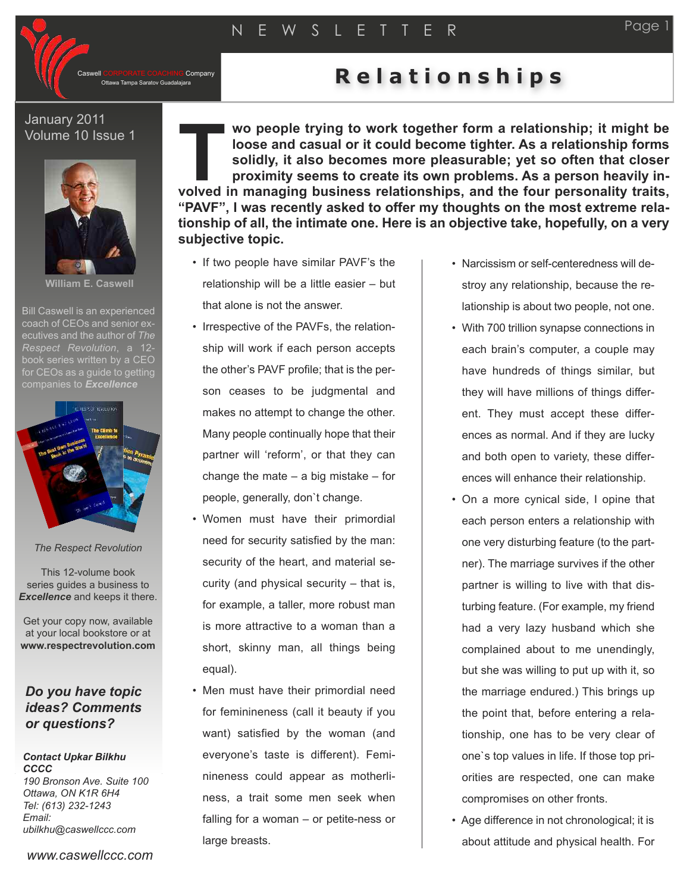# Relationships

January 2011
Volume 10 Issue 1

**William E. Caswell**

Bill Caswell is an experienced coach of CEOs and senior executives and the author of *The Respect Revolution*, a 12-book series written by a CEO for CEOs as a guide to getting companies to ***Excellence***

*The Respect Revolution*

This 12-volume book series guides a business to ***Excellence*** and keeps it there.

Get your copy now, available at your local bookstore or at **www.respectrevolution.com**

***Do you have topic ideas? Comments or questions?***

***Contact Upkar Bilkhu***
***CCCC***
*190 Bronson Ave. Suite 100*
*Ottawa, ON K1R 6H4*
*Tel: (613) 232-1243*
*Email:*
*ubilkhu@caswellccc.com*

*www.caswellccc.com*

**Two people trying to work together form a relationship; it might be loose and casual or it could become tighter. As a relationship forms solidly, it also becomes more pleasurable; yet so often that closer proximity seems to create its own problems. As a person heavily involved in managing business relationships, and the four personality traits, "PAVF", I was recently asked to offer my thoughts on the most extreme relationship of all, the intimate one. Here is an objective take, hopefully, on a very subjective topic.**

- If two people have similar PAVF's the relationship will be a little easier – but that alone is not the answer.
- Irrespective of the PAVFs, the relationship will work if each person accepts the other's PAVF profile; that is the person ceases to be judgmental and makes no attempt to change the other. Many people continually hope that their partner will 'reform', or that they can change the mate – a big mistake – for people, generally, don`t change.
- Women must have their primordial need for security satisfied by the man: security of the heart, and material security (and physical security – that is, for example, a taller, more robust man is more attractive to a woman than a short, skinny man, all things being equal).
- Men must have their primordial need for feminineness (call it beauty if you want) satisfied by the woman (and everyone's taste is different). Feminineness could appear as motherliness, a trait some men seek when falling for a woman – or petite-ness or large breasts.
- Narcissism or self-centeredness will destroy any relationship, because the relationship is about two people, not one.
- With 700 trillion synapse connections in each brain's computer, a couple may have hundreds of things similar, but they will have millions of things different. They must accept these differences as normal. And if they are lucky and both open to variety, these differences will enhance their relationship.
- On a more cynical side, I opine that each person enters a relationship with one very disturbing feature (to the partner). The marriage survives if the other partner is willing to live with that disturbing feature. (For example, my friend had a very lazy husband which she complained about to me unendingly, but she was willing to put up with it, so the marriage endured.) This brings up the point that, before entering a relationship, one has to be very clear of one`s top values in life. If those top priorities are respected, one can make compromises on other fronts.
- Age difference in not chronological; it is about attitude and physical health. For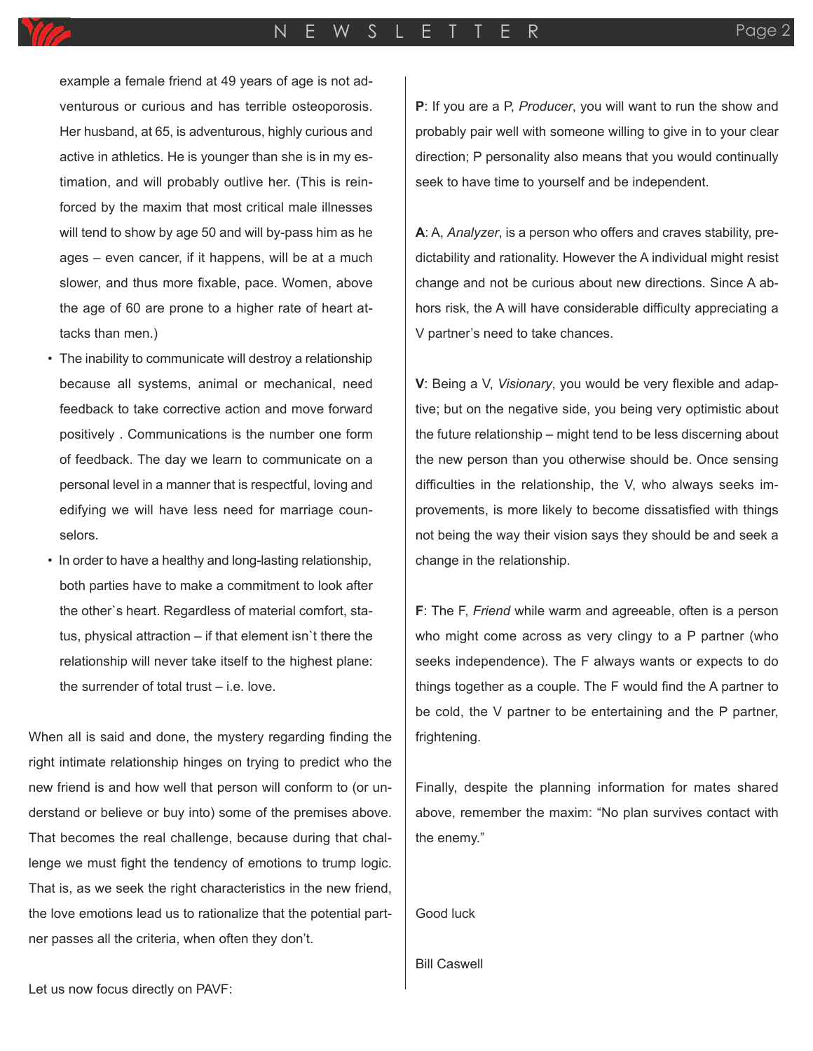example a female friend at 49 years of age is not adventurous or curious and has terrible osteoporosis. Her husband, at 65, is adventurous, highly curious and active in athletics. He is younger than she is in my estimation, and will probably outlive her. (This is reinforced by the maxim that most critical male illnesses will tend to show by age 50 and will by-pass him as he ages – even cancer, if it happens, will be at a much slower, and thus more fixable, pace. Women, above the age of 60 are prone to a higher rate of heart attacks than men.)

- The inability to communicate will destroy a relationship because all systems, animal or mechanical, need feedback to take corrective action and move forward positively . Communications is the number one form of feedback. The day we learn to communicate on a personal level in a manner that is respectful, loving and edifying we will have less need for marriage counselors.
- In order to have a healthy and long-lasting relationship, both parties have to make a commitment to look after the other`s heart. Regardless of material comfort, status, physical attraction – if that element isn`t there the relationship will never take itself to the highest plane: the surrender of total trust – i.e. love.

When all is said and done, the mystery regarding finding the right intimate relationship hinges on trying to predict who the new friend is and how well that person will conform to (or understand or believe or buy into) some of the premises above. That becomes the real challenge, because during that challenge we must fight the tendency of emotions to trump logic. That is, as we seek the right characteristics in the new friend, the love emotions lead us to rationalize that the potential partner passes all the criteria, when often they don't.

Let us now focus directly on PAVF:

**P**: If you are a P, *Producer*, you will want to run the show and probably pair well with someone willing to give in to your clear direction; P personality also means that you would continually seek to have time to yourself and be independent.

**A**: A, *Analyzer*, is a person who offers and craves stability, predictability and rationality. However the A individual might resist change and not be curious about new directions. Since A abhors risk, the A will have considerable difficulty appreciating a V partner's need to take chances.

**V**: Being a V, *Visionary*, you would be very flexible and adaptive; but on the negative side, you being very optimistic about the future relationship – might tend to be less discerning about the new person than you otherwise should be. Once sensing difficulties in the relationship, the V, who always seeks improvements, is more likely to become dissatisfied with things not being the way their vision says they should be and seek a change in the relationship.

**F**: The F, *Friend* while warm and agreeable, often is a person who might come across as very clingy to a P partner (who seeks independence). The F always wants or expects to do things together as a couple. The F would find the A partner to be cold, the V partner to be entertaining and the P partner, frightening.

Finally, despite the planning information for mates shared above, remember the maxim: "No plan survives contact with the enemy."

Good luck

Bill Caswell